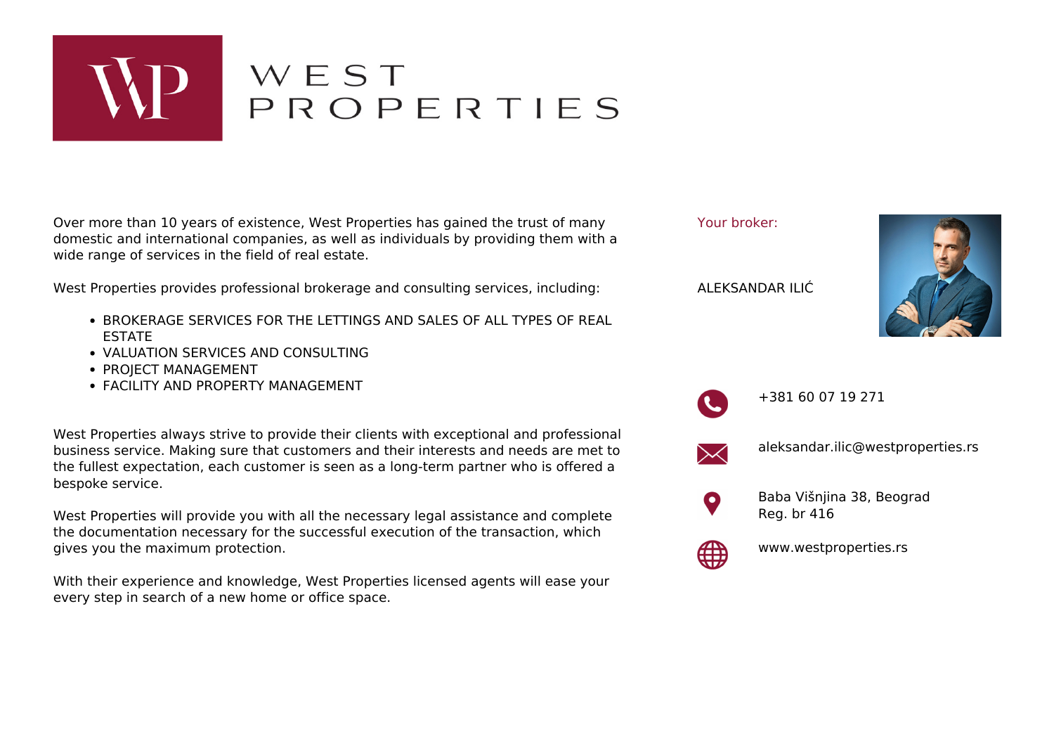# WEST PROPERTIES

Over more than 10 years of existence, West Properties has gained the trust of many domestic and international companies, as well as individuals by providing them with a wide range of services in the field of real estate.

West Properties provides professional brokerage and consulting services, including:

- BROKERAGE SERVICES FOR THE LETTINGS AND SALES OF ALL TYPES OF REAL ESTATE
- VALUATION SERVICES AND CONSULTING
- PROJECT MANAGEMENT
- FACILITY AND PROPERTY MANAGEMENT

West Properties always strive to provide their clients with exceptional and professional business service. Making sure that customers and their interests and needs are met to the fullest expectation, each customer is seen as a long-term partner who is offered a bespoke service.

West Properties will provide you with all the necessary legal assistance and complete the documentation necessary for the successful execution of the transaction, which gives you the maximum protection.

With their experience and knowledge, West Properties licensed agents will ease your every step in search of a new home or office space.

Your broker:

ALEKSANDAR ILIĆ

+381 60 07 19 271

aleksandar.ilic@westproperties.rs

Baba Višnjina 38, Beograd
Reg. br 416

www.westproperties.rs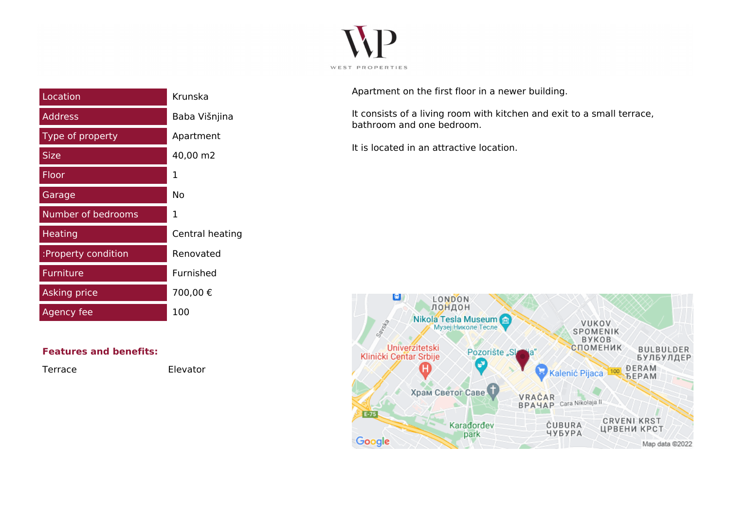| Location | Krunska |
|---|---|
| Address | Baba Višnjina |
| Type of property | Apartment |
| Size | 40,00 m2 |
| Floor | 1 |
| Garage | No |
| Number of bedrooms | 1 |
| Heating | Central heating |
| :Property condition | Renovated |
| Furniture | Furnished |
| Asking price | 700,00 € |
| Agency fee | 100 |

Apartment on the first floor in a newer building.

It consists of a living room with kitchen and exit to a small terrace, bathroom and one bedroom.

It is located in an attractive location.

**Features and benefits:**

Terrace

Elevator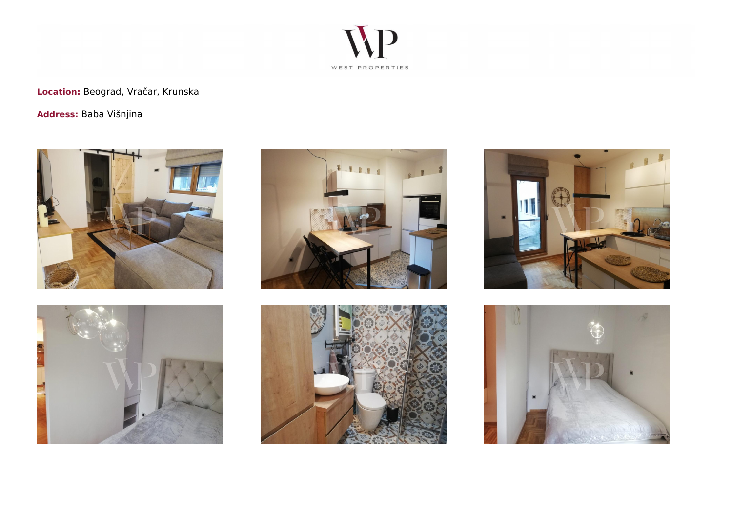**Location:** Beograd, Vračar, Krunska

**Address:** Baba Višnjina